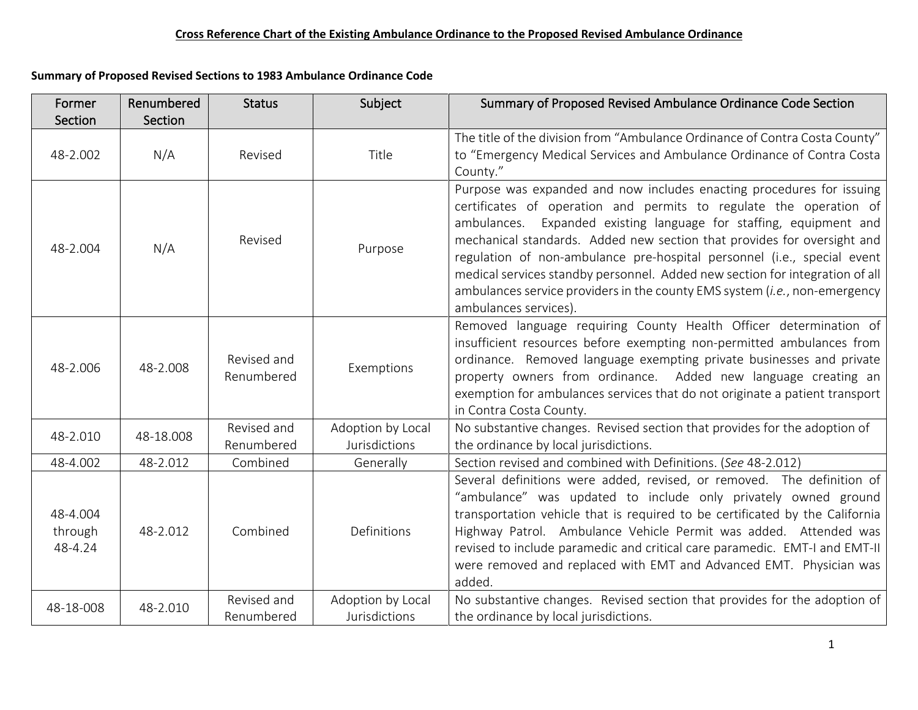# Cross Reference Chart of the Existing Ambulance Ordinance to the Proposed Revised Ambulance Ordinance

**Summary of Proposed Revised Sections to 1983 Ambulance Ordinance Code**

| Former Section | Renumbered Section | Status | Subject | Summary of Proposed Revised Ambulance Ordinance Code Section |
|---|---|---|---|---|
| 48-2.002 | N/A | Revised | Title | The title of the division from "Ambulance Ordinance of Contra Costa County" to "Emergency Medical Services and Ambulance Ordinance of Contra Costa County." |
| 48-2.004 | N/A | Revised | Purpose | Purpose was expanded and now includes enacting procedures for issuing certificates of operation and permits to regulate the operation of ambulances. Expanded existing language for staffing, equipment and mechanical standards. Added new section that provides for oversight and regulation of non-ambulance pre-hospital personnel (i.e., special event medical services standby personnel. Added new section for integration of all ambulances service providers in the county EMS system (*i.e.*, non-emergency ambulances services). |
| 48-2.006 | 48-2.008 | Revised and Renumbered | Exemptions | Removed language requiring County Health Officer determination of insufficient resources before exempting non-permitted ambulances from ordinance. Removed language exempting private businesses and private property owners from ordinance. Added new language creating an exemption for ambulances services that do not originate a patient transport in Contra Costa County. |
| 48-2.010 | 48-18.008 | Revised and Renumbered | Adoption by Local Jurisdictions | No substantive changes. Revised section that provides for the adoption of the ordinance by local jurisdictions. |
| 48-4.002 | 48-2.012 | Combined | Generally | Section revised and combined with Definitions. (*See* 48-2.012) |
| 48-4.004 through 48-4.24 | 48-2.012 | Combined | Definitions | Several definitions were added, revised, or removed. The definition of "ambulance" was updated to include only privately owned ground transportation vehicle that is required to be certificated by the California Highway Patrol. Ambulance Vehicle Permit was added. Attended was revised to include paramedic and critical care paramedic. EMT-I and EMT-II were removed and replaced with EMT and Advanced EMT. Physician was added. |
| 48-18-008 | 48-2.010 | Revised and Renumbered | Adoption by Local Jurisdictions | No substantive changes. Revised section that provides for the adoption of the ordinance by local jurisdictions. |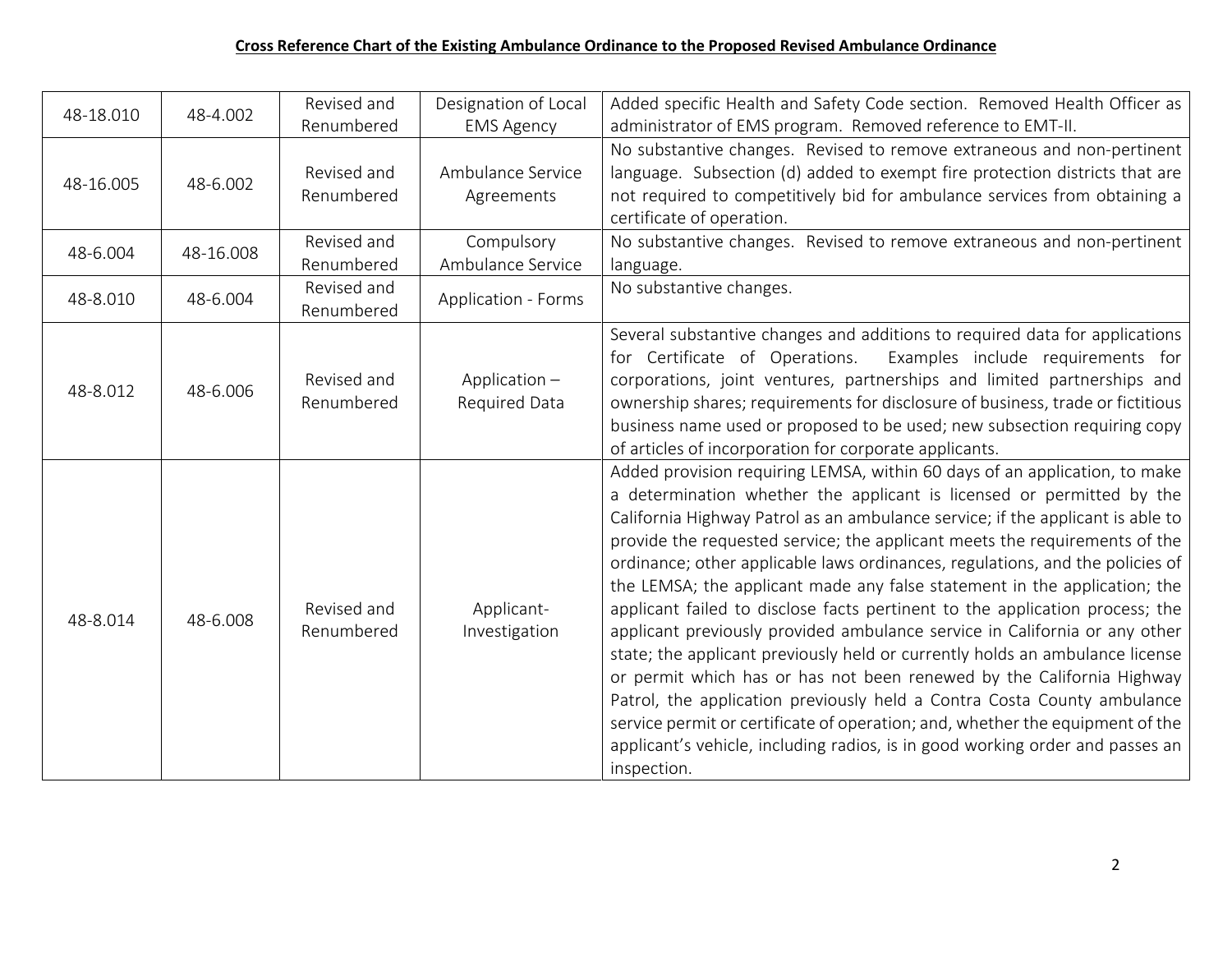**Cross Reference Chart of the Existing Ambulance Ordinance to the Proposed Revised Ambulance Ordinance**

| | | | | |
|---|---|---|---|---|
| 48-18.010 | 48-4.002 | Revised and Renumbered | Designation of Local EMS Agency | Added specific Health and Safety Code section. Removed Health Officer as administrator of EMS program. Removed reference to EMT-II. |
| 48-16.005 | 48-6.002 | Revised and Renumbered | Ambulance Service Agreements | No substantive changes. Revised to remove extraneous and non-pertinent language. Subsection (d) added to exempt fire protection districts that are not required to competitively bid for ambulance services from obtaining a certificate of operation. |
| 48-6.004 | 48-16.008 | Revised and Renumbered | Compulsory Ambulance Service | No substantive changes. Revised to remove extraneous and non-pertinent language. |
| 48-8.010 | 48-6.004 | Revised and Renumbered | Application - Forms | No substantive changes. |
| 48-8.012 | 48-6.006 | Revised and Renumbered | Application – Required Data | Several substantive changes and additions to required data for applications for Certificate of Operations. Examples include requirements for corporations, joint ventures, partnerships and limited partnerships and ownership shares; requirements for disclosure of business, trade or fictitious business name used or proposed to be used; new subsection requiring copy of articles of incorporation for corporate applicants. |
| 48-8.014 | 48-6.008 | Revised and Renumbered | Applicant-Investigation | Added provision requiring LEMSA, within 60 days of an application, to make a determination whether the applicant is licensed or permitted by the California Highway Patrol as an ambulance service; if the applicant is able to provide the requested service; the applicant meets the requirements of the ordinance; other applicable laws ordinances, regulations, and the policies of the LEMSA; the applicant made any false statement in the application; the applicant failed to disclose facts pertinent to the application process; the applicant previously provided ambulance service in California or any other state; the applicant previously held or currently holds an ambulance license or permit which has or has not been renewed by the California Highway Patrol, the application previously held a Contra Costa County ambulance service permit or certificate of operation; and, whether the equipment of the applicant's vehicle, including radios, is in good working order and passes an inspection. |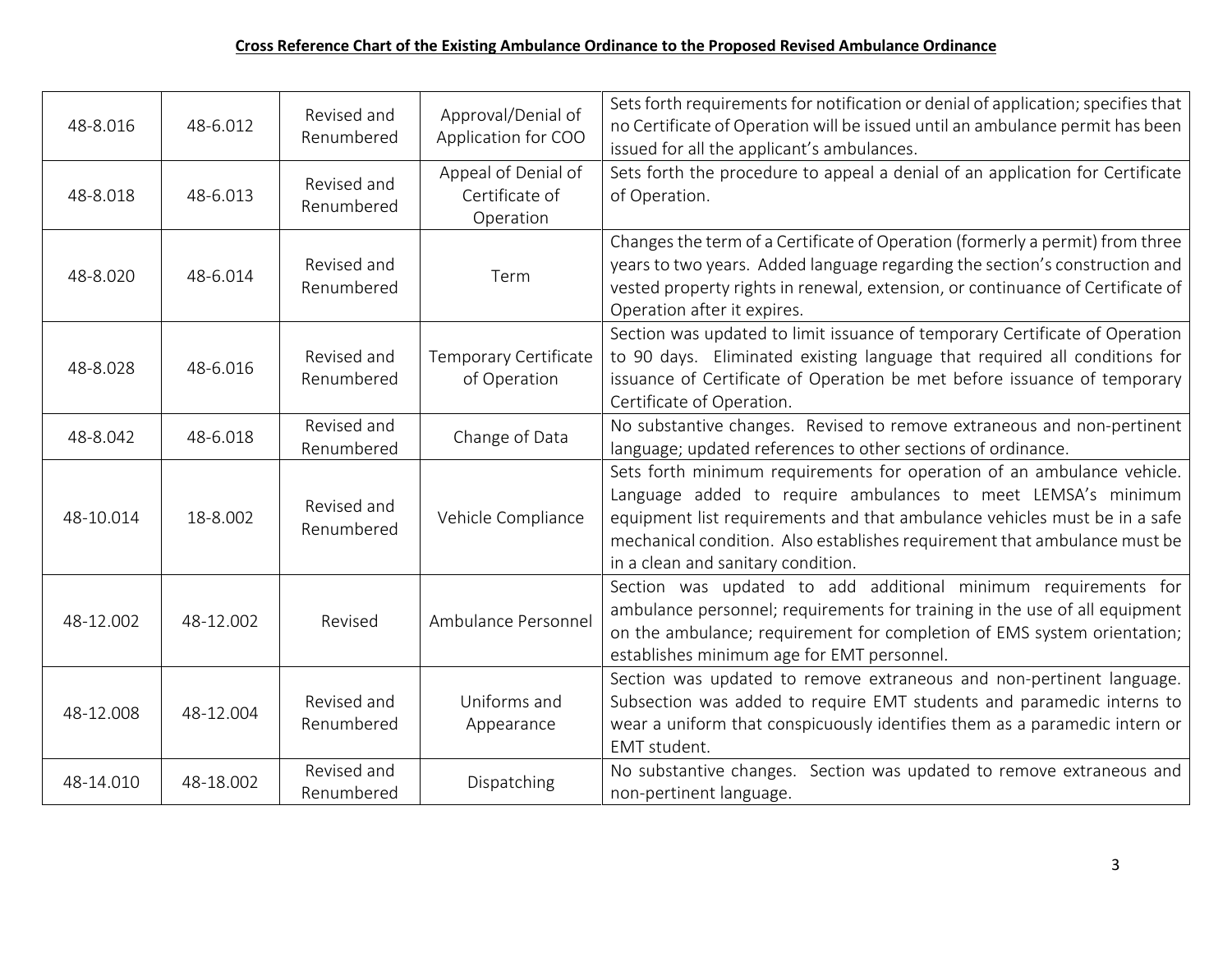**Cross Reference Chart of the Existing Ambulance Ordinance to the Proposed Revised Ambulance Ordinance**

| | | | | |
|---|---|---|---|---|
| 48-8.016 | 48-6.012 | Revised and Renumbered | Approval/Denial of Application for COO | Sets forth requirements for notification or denial of application; specifies that no Certificate of Operation will be issued until an ambulance permit has been issued for all the applicant's ambulances. |
| 48-8.018 | 48-6.013 | Revised and Renumbered | Appeal of Denial of Certificate of Operation | Sets forth the procedure to appeal a denial of an application for Certificate of Operation. |
| 48-8.020 | 48-6.014 | Revised and Renumbered | Term | Changes the term of a Certificate of Operation (formerly a permit) from three years to two years. Added language regarding the section's construction and vested property rights in renewal, extension, or continuance of Certificate of Operation after it expires. |
| 48-8.028 | 48-6.016 | Revised and Renumbered | Temporary Certificate of Operation | Section was updated to limit issuance of temporary Certificate of Operation to 90 days. Eliminated existing language that required all conditions for issuance of Certificate of Operation be met before issuance of temporary Certificate of Operation. |
| 48-8.042 | 48-6.018 | Revised and Renumbered | Change of Data | No substantive changes. Revised to remove extraneous and non-pertinent language; updated references to other sections of ordinance. |
| 48-10.014 | 18-8.002 | Revised and Renumbered | Vehicle Compliance | Sets forth minimum requirements for operation of an ambulance vehicle. Language added to require ambulances to meet LEMSA's minimum equipment list requirements and that ambulance vehicles must be in a safe mechanical condition. Also establishes requirement that ambulance must be in a clean and sanitary condition. |
| 48-12.002 | 48-12.002 | Revised | Ambulance Personnel | Section was updated to add additional minimum requirements for ambulance personnel; requirements for training in the use of all equipment on the ambulance; requirement for completion of EMS system orientation; establishes minimum age for EMT personnel. |
| 48-12.008 | 48-12.004 | Revised and Renumbered | Uniforms and Appearance | Section was updated to remove extraneous and non-pertinent language. Subsection was added to require EMT students and paramedic interns to wear a uniform that conspicuously identifies them as a paramedic intern or EMT student. |
| 48-14.010 | 48-18.002 | Revised and Renumbered | Dispatching | No substantive changes. Section was updated to remove extraneous and non-pertinent language. |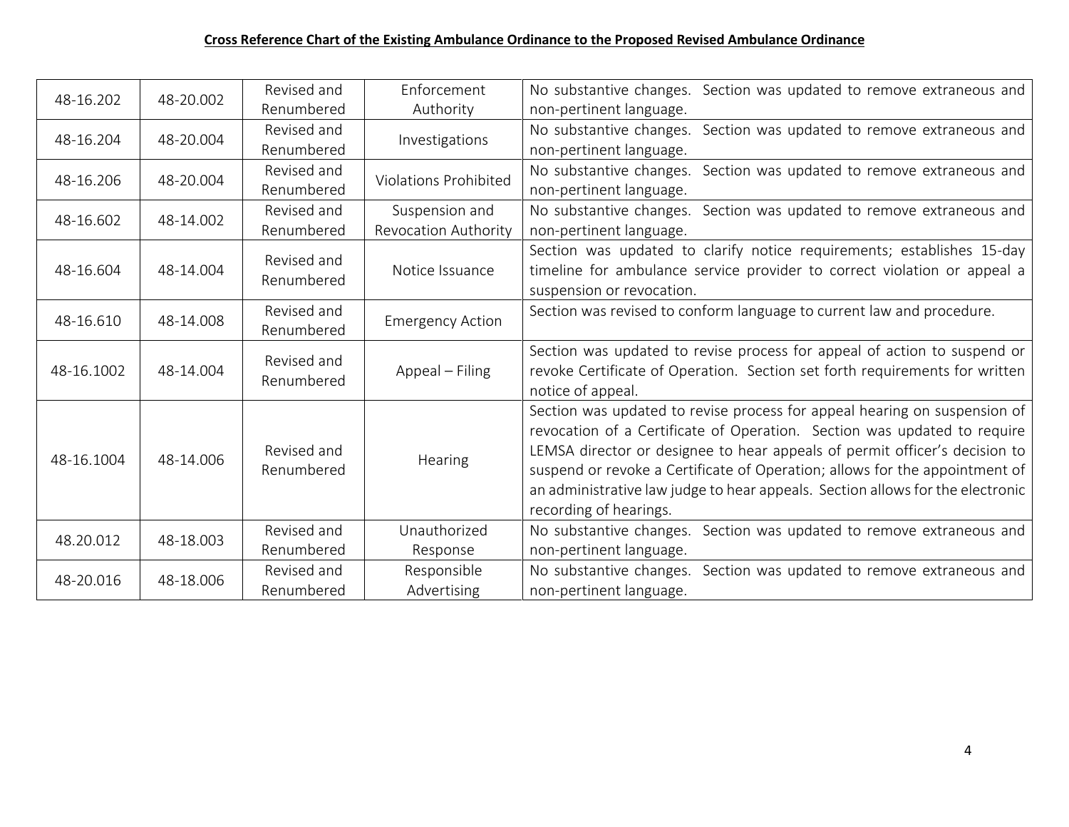**Cross Reference Chart of the Existing Ambulance Ordinance to the Proposed Revised Ambulance Ordinance**

| | | | | |
|---|---|---|---|---|
| 48-16.202 | 48-20.002 | Revised and Renumbered | Enforcement Authority | No substantive changes. Section was updated to remove extraneous and non-pertinent language. |
| 48-16.204 | 48-20.004 | Revised and Renumbered | Investigations | No substantive changes. Section was updated to remove extraneous and non-pertinent language. |
| 48-16.206 | 48-20.004 | Revised and Renumbered | Violations Prohibited | No substantive changes. Section was updated to remove extraneous and non-pertinent language. |
| 48-16.602 | 48-14.002 | Revised and Renumbered | Suspension and Revocation Authority | No substantive changes. Section was updated to remove extraneous and non-pertinent language. |
| 48-16.604 | 48-14.004 | Revised and Renumbered | Notice Issuance | Section was updated to clarify notice requirements; establishes 15-day timeline for ambulance service provider to correct violation or appeal a suspension or revocation. |
| 48-16.610 | 48-14.008 | Revised and Renumbered | Emergency Action | Section was revised to conform language to current law and procedure. |
| 48-16.1002 | 48-14.004 | Revised and Renumbered | Appeal – Filing | Section was updated to revise process for appeal of action to suspend or revoke Certificate of Operation. Section set forth requirements for written notice of appeal. |
| 48-16.1004 | 48-14.006 | Revised and Renumbered | Hearing | Section was updated to revise process for appeal hearing on suspension of revocation of a Certificate of Operation. Section was updated to require LEMSA director or designee to hear appeals of permit officer's decision to suspend or revoke a Certificate of Operation; allows for the appointment of an administrative law judge to hear appeals. Section allows for the electronic recording of hearings. |
| 48.20.012 | 48-18.003 | Revised and Renumbered | Unauthorized Response | No substantive changes. Section was updated to remove extraneous and non-pertinent language. |
| 48-20.016 | 48-18.006 | Revised and Renumbered | Responsible Advertising | No substantive changes. Section was updated to remove extraneous and non-pertinent language. |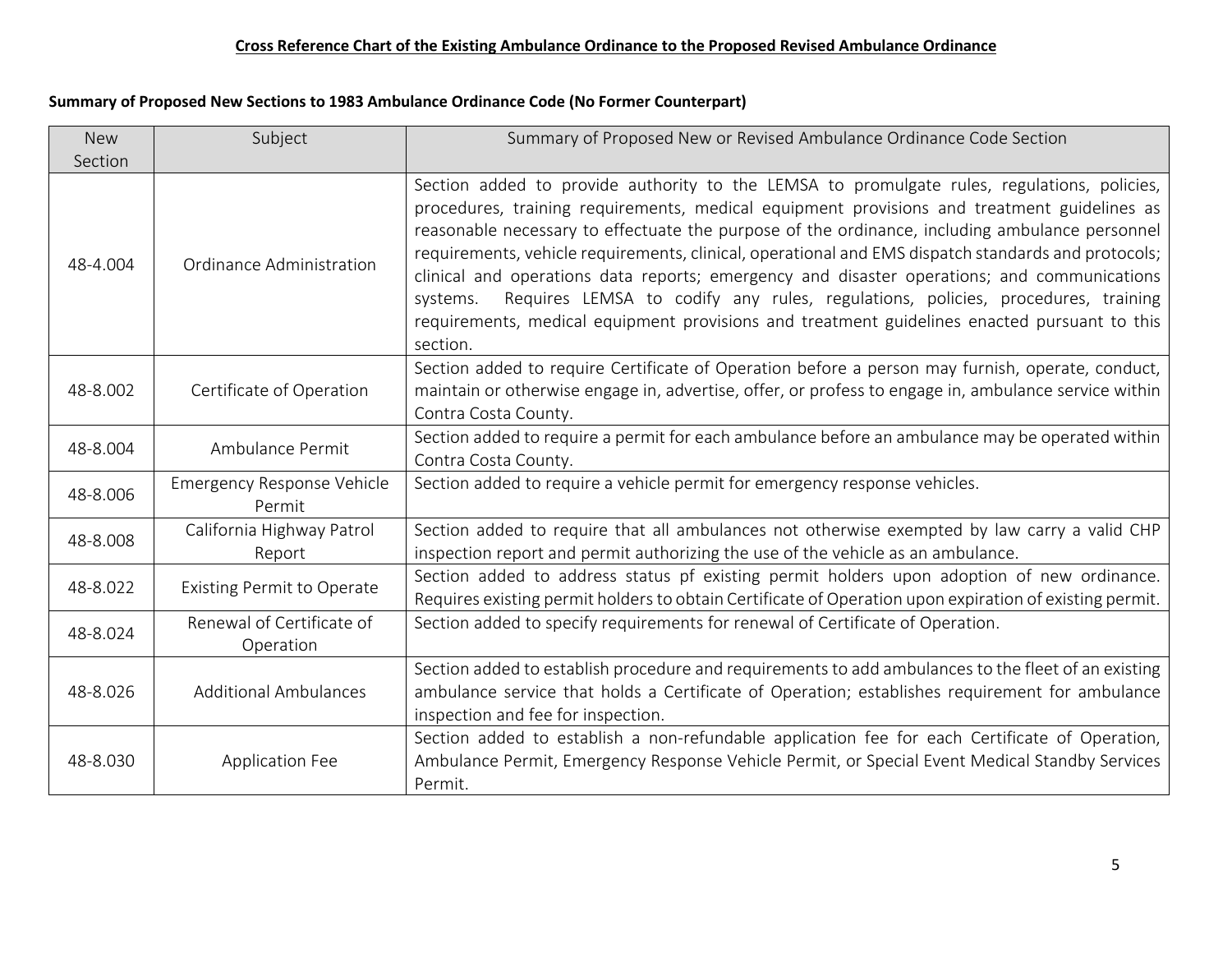**Cross Reference Chart of the Existing Ambulance Ordinance to the Proposed Revised Ambulance Ordinance**

**Summary of Proposed New Sections to 1983 Ambulance Ordinance Code (No Former Counterpart)**

| New Section | Subject | Summary of Proposed New or Revised Ambulance Ordinance Code Section |
|---|---|---|
| 48-4.004 | Ordinance Administration | Section added to provide authority to the LEMSA to promulgate rules, regulations, policies, procedures, training requirements, medical equipment provisions and treatment guidelines as reasonable necessary to effectuate the purpose of the ordinance, including ambulance personnel requirements, vehicle requirements, clinical, operational and EMS dispatch standards and protocols; clinical and operations data reports; emergency and disaster operations; and communications systems. Requires LEMSA to codify any rules, regulations, policies, procedures, training requirements, medical equipment provisions and treatment guidelines enacted pursuant to this section. |
| 48-8.002 | Certificate of Operation | Section added to require Certificate of Operation before a person may furnish, operate, conduct, maintain or otherwise engage in, advertise, offer, or profess to engage in, ambulance service within Contra Costa County. |
| 48-8.004 | Ambulance Permit | Section added to require a permit for each ambulance before an ambulance may be operated within Contra Costa County. |
| 48-8.006 | Emergency Response Vehicle Permit | Section added to require a vehicle permit for emergency response vehicles. |
| 48-8.008 | California Highway Patrol Report | Section added to require that all ambulances not otherwise exempted by law carry a valid CHP inspection report and permit authorizing the use of the vehicle as an ambulance. |
| 48-8.022 | Existing Permit to Operate | Section added to address status pf existing permit holders upon adoption of new ordinance. Requires existing permit holders to obtain Certificate of Operation upon expiration of existing permit. |
| 48-8.024 | Renewal of Certificate of Operation | Section added to specify requirements for renewal of Certificate of Operation. |
| 48-8.026 | Additional Ambulances | Section added to establish procedure and requirements to add ambulances to the fleet of an existing ambulance service that holds a Certificate of Operation; establishes requirement for ambulance inspection and fee for inspection. |
| 48-8.030 | Application Fee | Section added to establish a non-refundable application fee for each Certificate of Operation, Ambulance Permit, Emergency Response Vehicle Permit, or Special Event Medical Standby Services Permit. |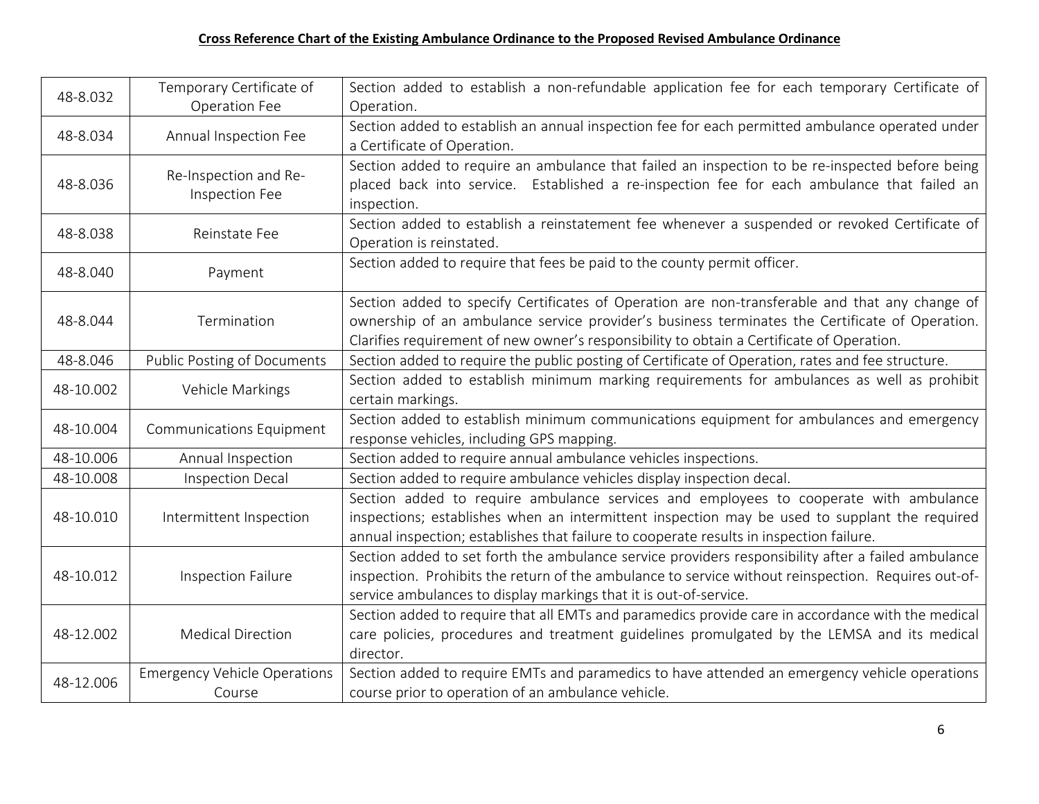**Cross Reference Chart of the Existing Ambulance Ordinance to the Proposed Revised Ambulance Ordinance**

| | | |
|---|---|---|
| 48-8.032 | Temporary Certificate of Operation Fee | Section added to establish a non-refundable application fee for each temporary Certificate of Operation. |
| 48-8.034 | Annual Inspection Fee | Section added to establish an annual inspection fee for each permitted ambulance operated under a Certificate of Operation. |
| 48-8.036 | Re-Inspection and Re-Inspection Fee | Section added to require an ambulance that failed an inspection to be re-inspected before being placed back into service. Established a re-inspection fee for each ambulance that failed an inspection. |
| 48-8.038 | Reinstate Fee | Section added to establish a reinstatement fee whenever a suspended or revoked Certificate of Operation is reinstated. |
| 48-8.040 | Payment | Section added to require that fees be paid to the county permit officer. |
| 48-8.044 | Termination | Section added to specify Certificates of Operation are non-transferable and that any change of ownership of an ambulance service provider's business terminates the Certificate of Operation. Clarifies requirement of new owner's responsibility to obtain a Certificate of Operation. |
| 48-8.046 | Public Posting of Documents | Section added to require the public posting of Certificate of Operation, rates and fee structure. |
| 48-10.002 | Vehicle Markings | Section added to establish minimum marking requirements for ambulances as well as prohibit certain markings. |
| 48-10.004 | Communications Equipment | Section added to establish minimum communications equipment for ambulances and emergency response vehicles, including GPS mapping. |
| 48-10.006 | Annual Inspection | Section added to require annual ambulance vehicles inspections. |
| 48-10.008 | Inspection Decal | Section added to require ambulance vehicles display inspection decal. |
| 48-10.010 | Intermittent Inspection | Section added to require ambulance services and employees to cooperate with ambulance inspections; establishes when an intermittent inspection may be used to supplant the required annual inspection; establishes that failure to cooperate results in inspection failure. |
| 48-10.012 | Inspection Failure | Section added to set forth the ambulance service providers responsibility after a failed ambulance inspection. Prohibits the return of the ambulance to service without reinspection. Requires out-of-service ambulances to display markings that it is out-of-service. |
| 48-12.002 | Medical Direction | Section added to require that all EMTs and paramedics provide care in accordance with the medical care policies, procedures and treatment guidelines promulgated by the LEMSA and its medical director. |
| 48-12.006 | Emergency Vehicle Operations Course | Section added to require EMTs and paramedics to have attended an emergency vehicle operations course prior to operation of an ambulance vehicle. |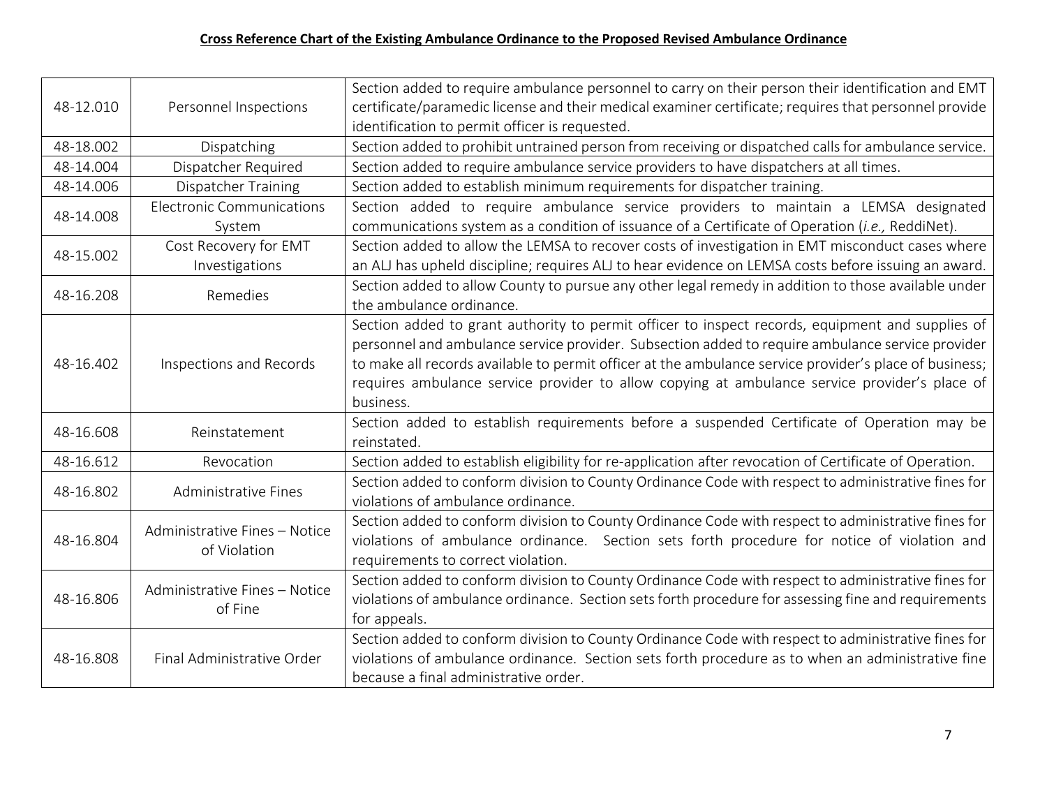**Cross Reference Chart of the Existing Ambulance Ordinance to the Proposed Revised Ambulance Ordinance**

| | | |
|---|---|---|
| 48-12.010 | Personnel Inspections | Section added to require ambulance personnel to carry on their person their identification and EMT certificate/paramedic license and their medical examiner certificate; requires that personnel provide identification to permit officer is requested. |
| 48-18.002 | Dispatching | Section added to prohibit untrained person from receiving or dispatched calls for ambulance service. |
| 48-14.004 | Dispatcher Required | Section added to require ambulance service providers to have dispatchers at all times. |
| 48-14.006 | Dispatcher Training | Section added to establish minimum requirements for dispatcher training. |
| 48-14.008 | Electronic Communications System | Section added to require ambulance service providers to maintain a LEMSA designated communications system as a condition of issuance of a Certificate of Operation (*i.e.,* ReddiNet). |
| 48-15.002 | Cost Recovery for EMT Investigations | Section added to allow the LEMSA to recover costs of investigation in EMT misconduct cases where an ALJ has upheld discipline; requires ALJ to hear evidence on LEMSA costs before issuing an award. |
| 48-16.208 | Remedies | Section added to allow County to pursue any other legal remedy in addition to those available under the ambulance ordinance. |
| 48-16.402 | Inspections and Records | Section added to grant authority to permit officer to inspect records, equipment and supplies of personnel and ambulance service provider. Subsection added to require ambulance service provider to make all records available to permit officer at the ambulance service provider's place of business; requires ambulance service provider to allow copying at ambulance service provider's place of business. |
| 48-16.608 | Reinstatement | Section added to establish requirements before a suspended Certificate of Operation may be reinstated. |
| 48-16.612 | Revocation | Section added to establish eligibility for re-application after revocation of Certificate of Operation. |
| 48-16.802 | Administrative Fines | Section added to conform division to County Ordinance Code with respect to administrative fines for violations of ambulance ordinance. |
| 48-16.804 | Administrative Fines – Notice of Violation | Section added to conform division to County Ordinance Code with respect to administrative fines for violations of ambulance ordinance. Section sets forth procedure for notice of violation and requirements to correct violation. |
| 48-16.806 | Administrative Fines – Notice of Fine | Section added to conform division to County Ordinance Code with respect to administrative fines for violations of ambulance ordinance. Section sets forth procedure for assessing fine and requirements for appeals. |
| 48-16.808 | Final Administrative Order | Section added to conform division to County Ordinance Code with respect to administrative fines for violations of ambulance ordinance. Section sets forth procedure as to when an administrative fine because a final administrative order. |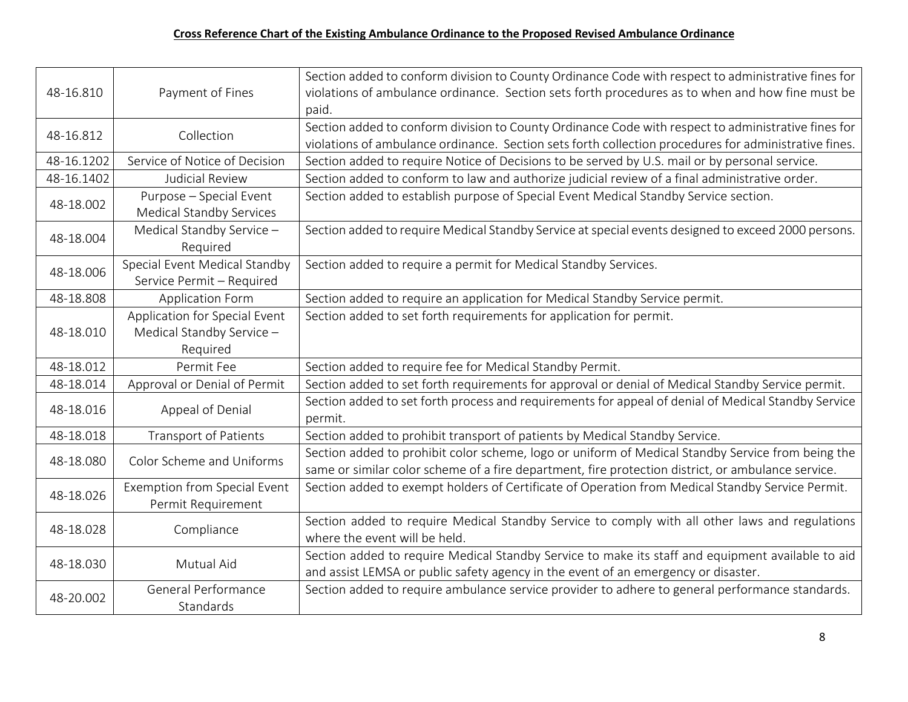**Cross Reference Chart of the Existing Ambulance Ordinance to the Proposed Revised Ambulance Ordinance**

| | | |
|---|---|---|
| 48-16.810 | Payment of Fines | Section added to conform division to County Ordinance Code with respect to administrative fines for violations of ambulance ordinance. Section sets forth procedures as to when and how fine must be paid. |
| 48-16.812 | Collection | Section added to conform division to County Ordinance Code with respect to administrative fines for violations of ambulance ordinance. Section sets forth collection procedures for administrative fines. |
| 48-16.1202 | Service of Notice of Decision | Section added to require Notice of Decisions to be served by U.S. mail or by personal service. |
| 48-16.1402 | Judicial Review | Section added to conform to law and authorize judicial review of a final administrative order. |
| 48-18.002 | Purpose – Special Event Medical Standby Services | Section added to establish purpose of Special Event Medical Standby Service section. |
| 48-18.004 | Medical Standby Service – Required | Section added to require Medical Standby Service at special events designed to exceed 2000 persons. |
| 48-18.006 | Special Event Medical Standby Service Permit – Required | Section added to require a permit for Medical Standby Services. |
| 48-18.808 | Application Form | Section added to require an application for Medical Standby Service permit. |
| 48-18.010 | Application for Special Event Medical Standby Service – Required | Section added to set forth requirements for application for permit. |
| 48-18.012 | Permit Fee | Section added to require fee for Medical Standby Permit. |
| 48-18.014 | Approval or Denial of Permit | Section added to set forth requirements for approval or denial of Medical Standby Service permit. |
| 48-18.016 | Appeal of Denial | Section added to set forth process and requirements for appeal of denial of Medical Standby Service permit. |
| 48-18.018 | Transport of Patients | Section added to prohibit transport of patients by Medical Standby Service. |
| 48-18.080 | Color Scheme and Uniforms | Section added to prohibit color scheme, logo or uniform of Medical Standby Service from being the same or similar color scheme of a fire department, fire protection district, or ambulance service. |
| 48-18.026 | Exemption from Special Event Permit Requirement | Section added to exempt holders of Certificate of Operation from Medical Standby Service Permit. |
| 48-18.028 | Compliance | Section added to require Medical Standby Service to comply with all other laws and regulations where the event will be held. |
| 48-18.030 | Mutual Aid | Section added to require Medical Standby Service to make its staff and equipment available to aid and assist LEMSA or public safety agency in the event of an emergency or disaster. |
| 48-20.002 | General Performance Standards | Section added to require ambulance service provider to adhere to general performance standards. |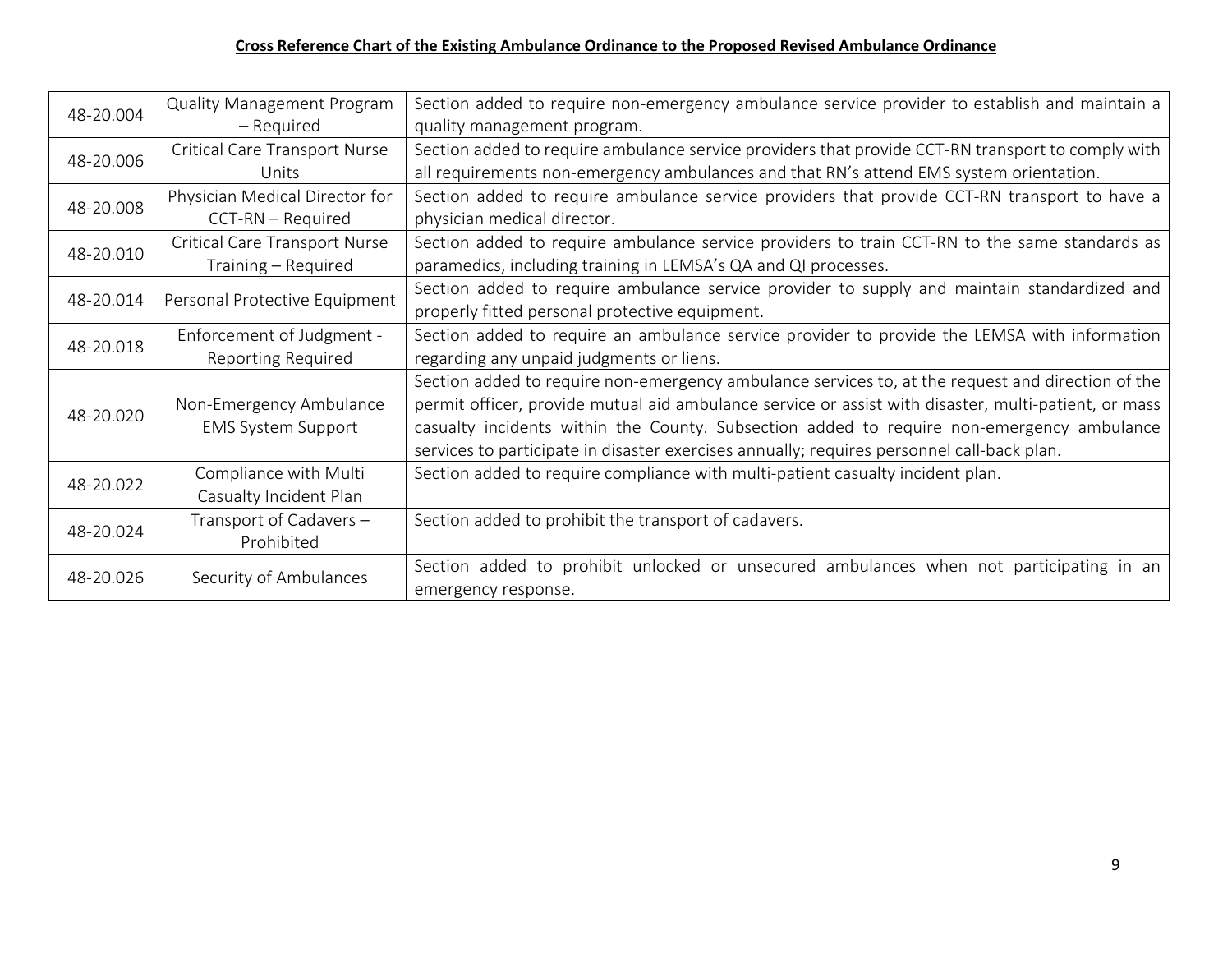**Cross Reference Chart of the Existing Ambulance Ordinance to the Proposed Revised Ambulance Ordinance**

| | | |
|---|---|---|
| 48-20.004 | Quality Management Program – Required | Section added to require non-emergency ambulance service provider to establish and maintain a quality management program. |
| 48-20.006 | Critical Care Transport Nurse Units | Section added to require ambulance service providers that provide CCT-RN transport to comply with all requirements non-emergency ambulances and that RN's attend EMS system orientation. |
| 48-20.008 | Physician Medical Director for CCT-RN – Required | Section added to require ambulance service providers that provide CCT-RN transport to have a physician medical director. |
| 48-20.010 | Critical Care Transport Nurse Training – Required | Section added to require ambulance service providers to train CCT-RN to the same standards as paramedics, including training in LEMSA's QA and QI processes. |
| 48-20.014 | Personal Protective Equipment | Section added to require ambulance service provider to supply and maintain standardized and properly fitted personal protective equipment. |
| 48-20.018 | Enforcement of Judgment - Reporting Required | Section added to require an ambulance service provider to provide the LEMSA with information regarding any unpaid judgments or liens. |
| 48-20.020 | Non-Emergency Ambulance EMS System Support | Section added to require non-emergency ambulance services to, at the request and direction of the permit officer, provide mutual aid ambulance service or assist with disaster, multi-patient, or mass casualty incidents within the County. Subsection added to require non-emergency ambulance services to participate in disaster exercises annually; requires personnel call-back plan. |
| 48-20.022 | Compliance with Multi Casualty Incident Plan | Section added to require compliance with multi-patient casualty incident plan. |
| 48-20.024 | Transport of Cadavers – Prohibited | Section added to prohibit the transport of cadavers. |
| 48-20.026 | Security of Ambulances | Section added to prohibit unlocked or unsecured ambulances when not participating in an emergency response. |